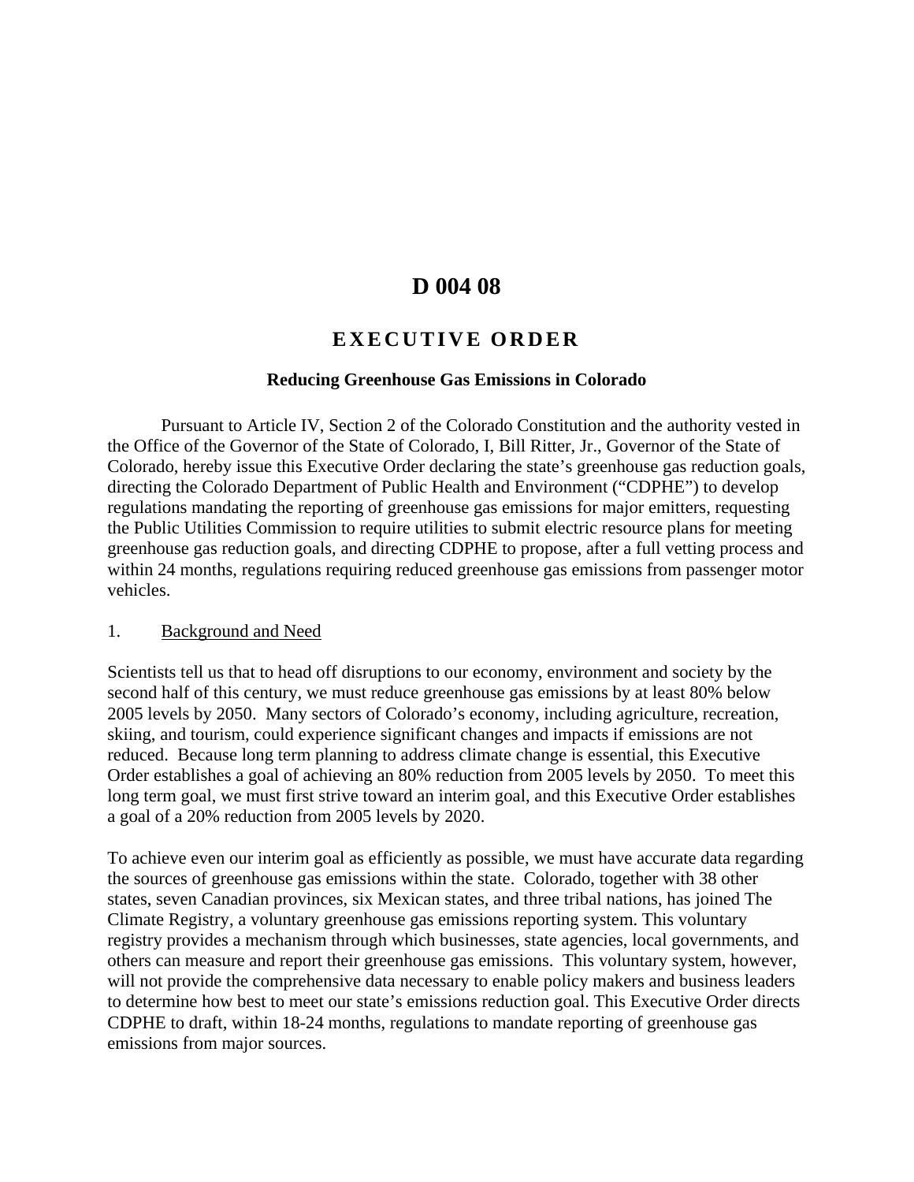# D 004 08

## EXECUTIVE ORDER

### Reducing Greenhouse Gas Emissions in Colorado

Pursuant to Article IV, Section 2 of the Colorado Constitution and the authority vested in the Office of the Governor of the State of Colorado, I, Bill Ritter, Jr., Governor of the State of Colorado, hereby issue this Executive Order declaring the state's greenhouse gas reduction goals, directing the Colorado Department of Public Health and Environment ("CDPHE") to develop regulations mandating the reporting of greenhouse gas emissions for major emitters, requesting the Public Utilities Commission to require utilities to submit electric resource plans for meeting greenhouse gas reduction goals, and directing CDPHE to propose, after a full vetting process and within 24 months, regulations requiring reduced greenhouse gas emissions from passenger motor vehicles.

1. <u>Background and Need</u>

Scientists tell us that to head off disruptions to our economy, environment and society by the second half of this century, we must reduce greenhouse gas emissions by at least 80% below 2005 levels by 2050. Many sectors of Colorado's economy, including agriculture, recreation, skiing, and tourism, could experience significant changes and impacts if emissions are not reduced. Because long term planning to address climate change is essential, this Executive Order establishes a goal of achieving an 80% reduction from 2005 levels by 2050. To meet this long term goal, we must first strive toward an interim goal, and this Executive Order establishes a goal of a 20% reduction from 2005 levels by 2020.

To achieve even our interim goal as efficiently as possible, we must have accurate data regarding the sources of greenhouse gas emissions within the state. Colorado, together with 38 other states, seven Canadian provinces, six Mexican states, and three tribal nations, has joined The Climate Registry, a voluntary greenhouse gas emissions reporting system. This voluntary registry provides a mechanism through which businesses, state agencies, local governments, and others can measure and report their greenhouse gas emissions. This voluntary system, however, will not provide the comprehensive data necessary to enable policy makers and business leaders to determine how best to meet our state's emissions reduction goal. This Executive Order directs CDPHE to draft, within 18-24 months, regulations to mandate reporting of greenhouse gas emissions from major sources.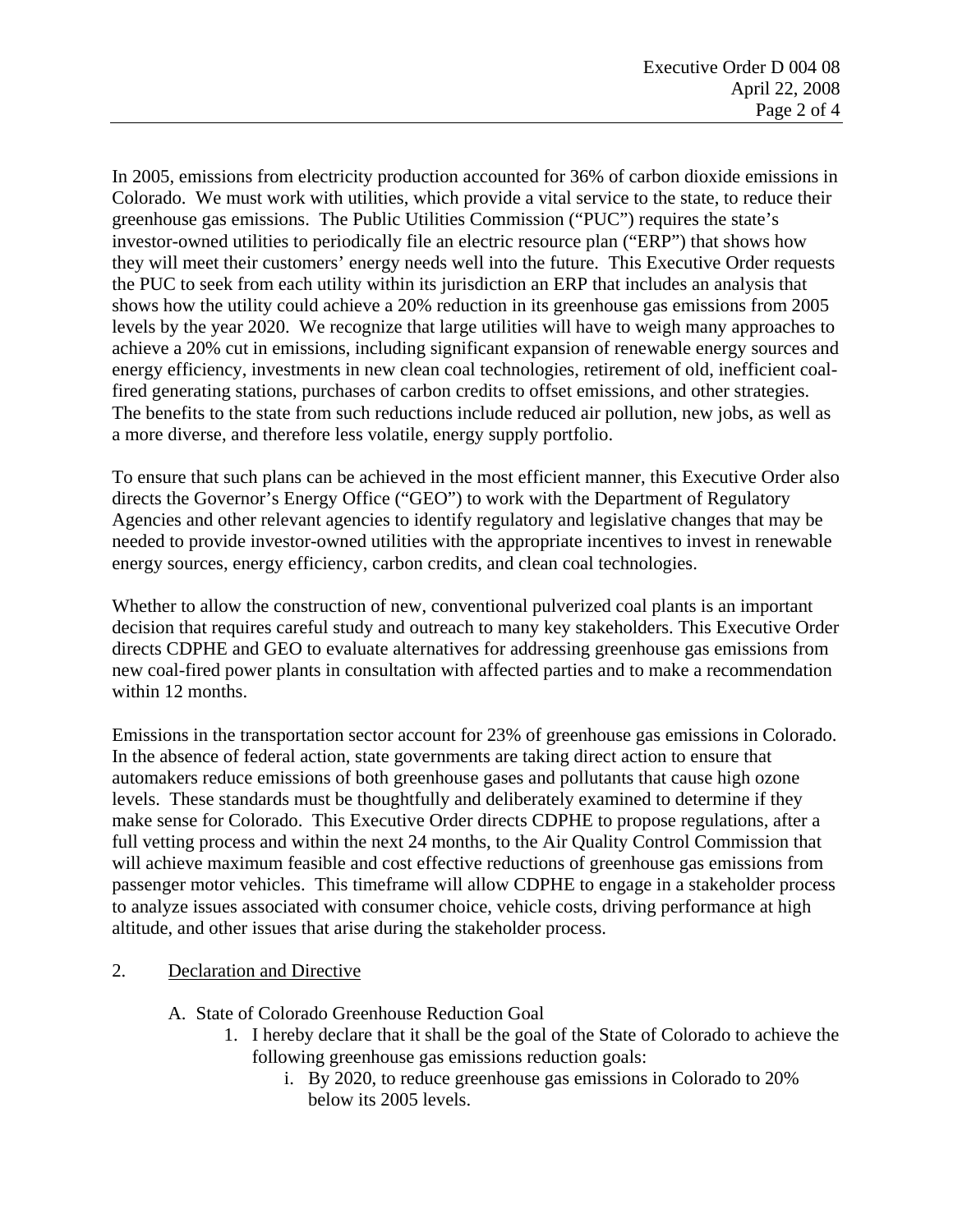In 2005, emissions from electricity production accounted for 36% of carbon dioxide emissions in Colorado. We must work with utilities, which provide a vital service to the state, to reduce their greenhouse gas emissions. The Public Utilities Commission ("PUC") requires the state's investor-owned utilities to periodically file an electric resource plan ("ERP") that shows how they will meet their customers' energy needs well into the future. This Executive Order requests the PUC to seek from each utility within its jurisdiction an ERP that includes an analysis that shows how the utility could achieve a 20% reduction in its greenhouse gas emissions from 2005 levels by the year 2020. We recognize that large utilities will have to weigh many approaches to achieve a 20% cut in emissions, including significant expansion of renewable energy sources and energy efficiency, investments in new clean coal technologies, retirement of old, inefficient coal-fired generating stations, purchases of carbon credits to offset emissions, and other strategies. The benefits to the state from such reductions include reduced air pollution, new jobs, as well as a more diverse, and therefore less volatile, energy supply portfolio.

To ensure that such plans can be achieved in the most efficient manner, this Executive Order also directs the Governor's Energy Office ("GEO") to work with the Department of Regulatory Agencies and other relevant agencies to identify regulatory and legislative changes that may be needed to provide investor-owned utilities with the appropriate incentives to invest in renewable energy sources, energy efficiency, carbon credits, and clean coal technologies.

Whether to allow the construction of new, conventional pulverized coal plants is an important decision that requires careful study and outreach to many key stakeholders. This Executive Order directs CDPHE and GEO to evaluate alternatives for addressing greenhouse gas emissions from new coal-fired power plants in consultation with affected parties and to make a recommendation within 12 months.

Emissions in the transportation sector account for 23% of greenhouse gas emissions in Colorado. In the absence of federal action, state governments are taking direct action to ensure that automakers reduce emissions of both greenhouse gases and pollutants that cause high ozone levels. These standards must be thoughtfully and deliberately examined to determine if they make sense for Colorado. This Executive Order directs CDPHE to propose regulations, after a full vetting process and within the next 24 months, to the Air Quality Control Commission that will achieve maximum feasible and cost effective reductions of greenhouse gas emissions from passenger motor vehicles. This timeframe will allow CDPHE to engage in a stakeholder process to analyze issues associated with consumer choice, vehicle costs, driving performance at high altitude, and other issues that arise during the stakeholder process.

2. Declaration and Directive

A. State of Colorado Greenhouse Reduction Goal

1. I hereby declare that it shall be the goal of the State of Colorado to achieve the following greenhouse gas emissions reduction goals:

   i. By 2020, to reduce greenhouse gas emissions in Colorado to 20% below its 2005 levels.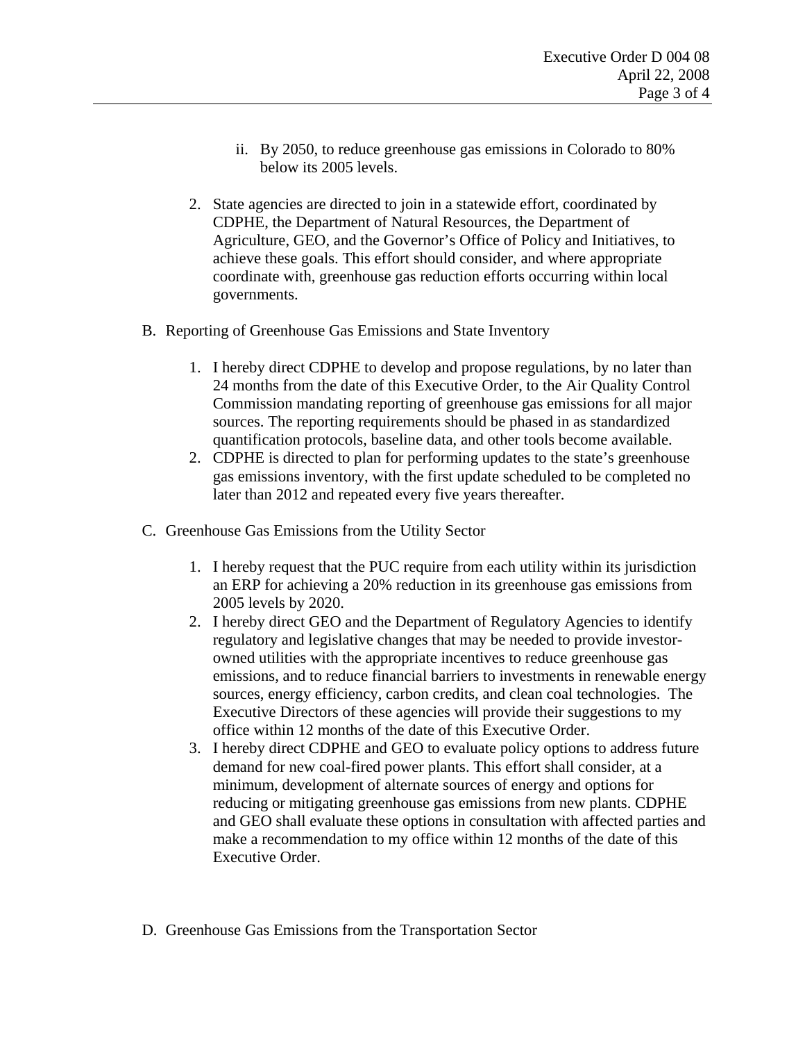ii. By 2050, to reduce greenhouse gas emissions in Colorado to 80% below its 2005 levels.

2. State agencies are directed to join in a statewide effort, coordinated by CDPHE, the Department of Natural Resources, the Department of Agriculture, GEO, and the Governor's Office of Policy and Initiatives, to achieve these goals. This effort should consider, and where appropriate coordinate with, greenhouse gas reduction efforts occurring within local governments.

B. Reporting of Greenhouse Gas Emissions and State Inventory

1. I hereby direct CDPHE to develop and propose regulations, by no later than 24 months from the date of this Executive Order, to the Air Quality Control Commission mandating reporting of greenhouse gas emissions for all major sources. The reporting requirements should be phased in as standardized quantification protocols, baseline data, and other tools become available.
2. CDPHE is directed to plan for performing updates to the state's greenhouse gas emissions inventory, with the first update scheduled to be completed no later than 2012 and repeated every five years thereafter.

C. Greenhouse Gas Emissions from the Utility Sector

1. I hereby request that the PUC require from each utility within its jurisdiction an ERP for achieving a 20% reduction in its greenhouse gas emissions from 2005 levels by 2020.
2. I hereby direct GEO and the Department of Regulatory Agencies to identify regulatory and legislative changes that may be needed to provide investor-owned utilities with the appropriate incentives to reduce greenhouse gas emissions, and to reduce financial barriers to investments in renewable energy sources, energy efficiency, carbon credits, and clean coal technologies. The Executive Directors of these agencies will provide their suggestions to my office within 12 months of the date of this Executive Order.
3. I hereby direct CDPHE and GEO to evaluate policy options to address future demand for new coal-fired power plants. This effort shall consider, at a minimum, development of alternate sources of energy and options for reducing or mitigating greenhouse gas emissions from new plants. CDPHE and GEO shall evaluate these options in consultation with affected parties and make a recommendation to my office within 12 months of the date of this Executive Order.

D. Greenhouse Gas Emissions from the Transportation Sector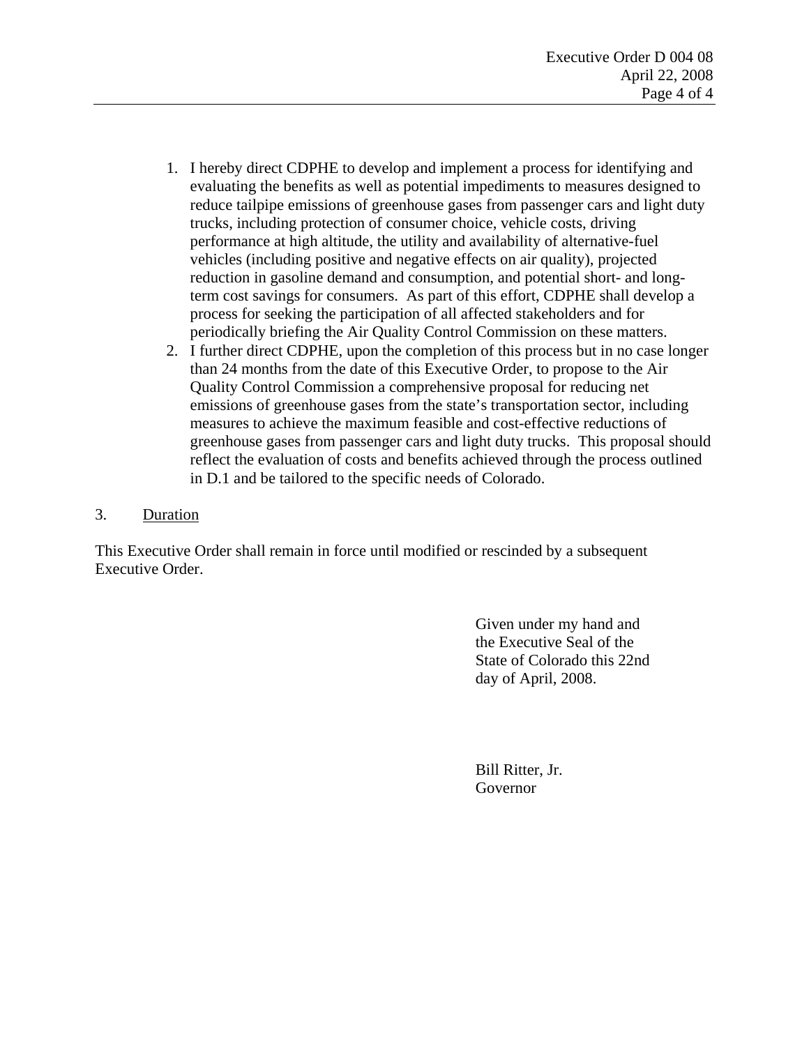1. I hereby direct CDPHE to develop and implement a process for identifying and evaluating the benefits as well as potential impediments to measures designed to reduce tailpipe emissions of greenhouse gases from passenger cars and light duty trucks, including protection of consumer choice, vehicle costs, driving performance at high altitude, the utility and availability of alternative-fuel vehicles (including positive and negative effects on air quality), projected reduction in gasoline demand and consumption, and potential short- and long-term cost savings for consumers. As part of this effort, CDPHE shall develop a process for seeking the participation of all affected stakeholders and for periodically briefing the Air Quality Control Commission on these matters.
2. I further direct CDPHE, upon the completion of this process but in no case longer than 24 months from the date of this Executive Order, to propose to the Air Quality Control Commission a comprehensive proposal for reducing net emissions of greenhouse gases from the state's transportation sector, including measures to achieve the maximum feasible and cost-effective reductions of greenhouse gases from passenger cars and light duty trucks. This proposal should reflect the evaluation of costs and benefits achieved through the process outlined in D.1 and be tailored to the specific needs of Colorado.

3. Duration

This Executive Order shall remain in force until modified or rescinded by a subsequent Executive Order.

Given under my hand and the Executive Seal of the State of Colorado this 22nd day of April, 2008.

Bill Ritter, Jr.
Governor